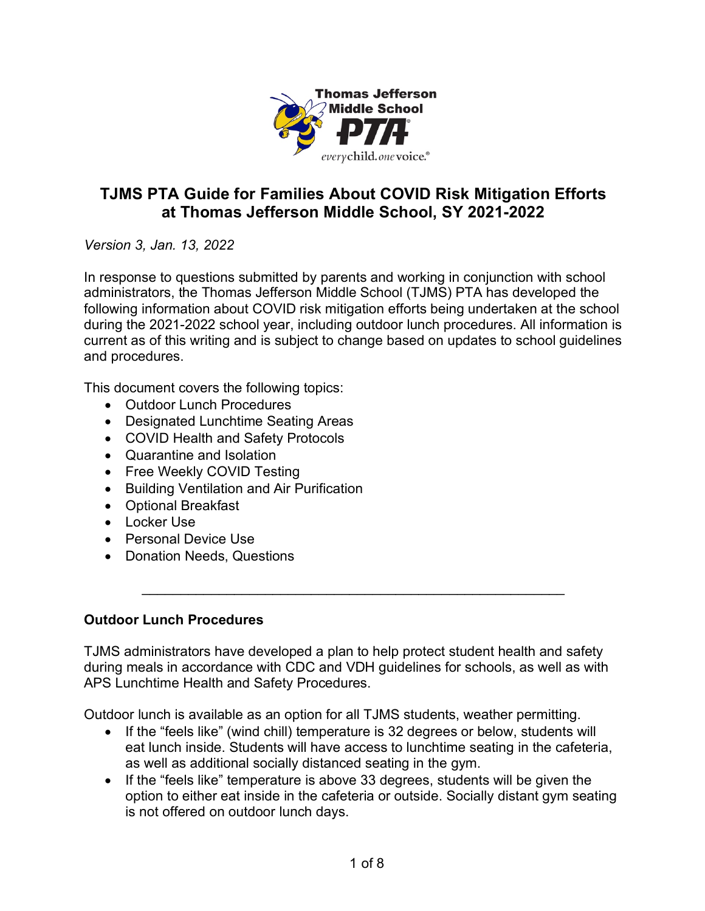# TJMS PTA Guide for Families About COVID Risk Mitigation Efforts at Thomas Jefferson Middle School, SY 2021-2022

*Version 3, Jan. 13, 2022*

In response to questions submitted by parents and working in conjunction with school administrators, the Thomas Jefferson Middle School (TJMS) PTA has developed the following information about COVID risk mitigation efforts being undertaken at the school during the 2021-2022 school year, including outdoor lunch procedures. All information is current as of this writing and is subject to change based on updates to school guidelines and procedures.

This document covers the following topics:

- Outdoor Lunch Procedures
- Designated Lunchtime Seating Areas
- COVID Health and Safety Protocols
- Quarantine and Isolation
- Free Weekly COVID Testing
- Building Ventilation and Air Purification
- Optional Breakfast
- Locker Use
- Personal Device Use
- Donation Needs, Questions

---

### Outdoor Lunch Procedures

TJMS administrators have developed a plan to help protect student health and safety during meals in accordance with CDC and VDH guidelines for schools, as well as with APS Lunchtime Health and Safety Procedures.

Outdoor lunch is available as an option for all TJMS students, weather permitting.

- If the "feels like" (wind chill) temperature is 32 degrees or below, students will eat lunch inside. Students will have access to lunchtime seating in the cafeteria, as well as additional socially distanced seating in the gym.
- If the "feels like" temperature is above 33 degrees, students will be given the option to either eat inside in the cafeteria or outside. Socially distant gym seating is not offered on outdoor lunch days.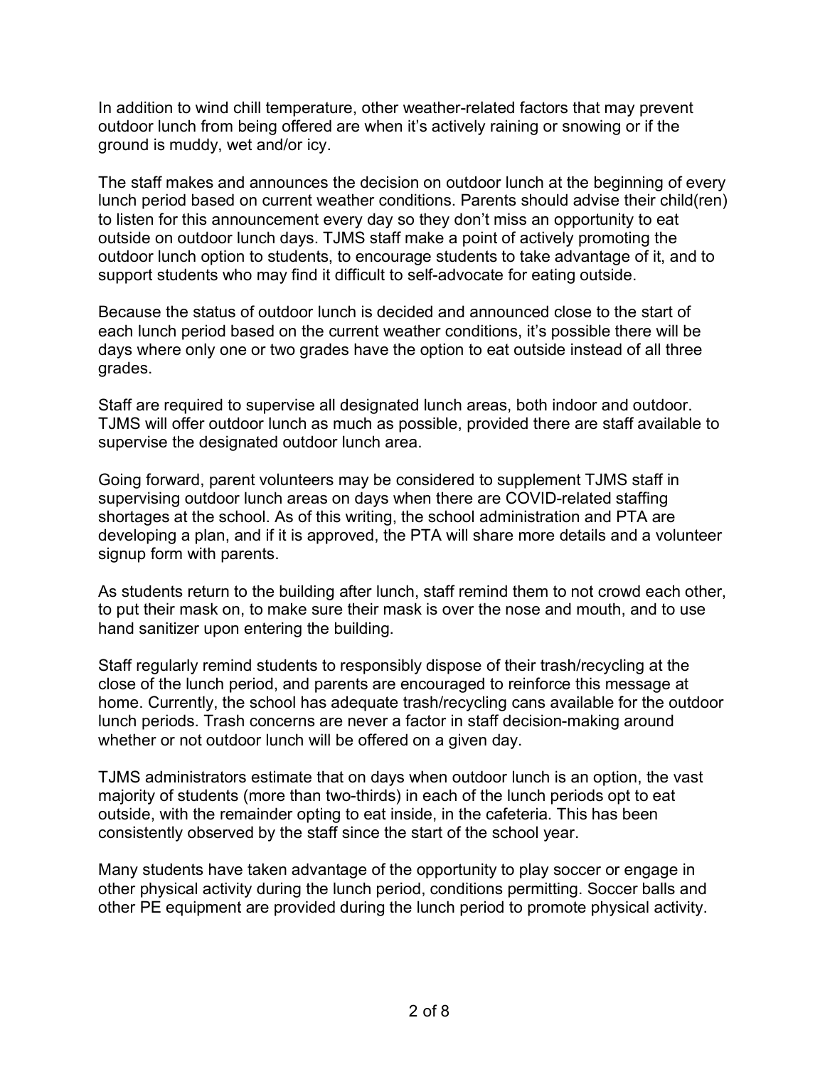In addition to wind chill temperature, other weather-related factors that may prevent outdoor lunch from being offered are when it's actively raining or snowing or if the ground is muddy, wet and/or icy.

The staff makes and announces the decision on outdoor lunch at the beginning of every lunch period based on current weather conditions. Parents should advise their child(ren) to listen for this announcement every day so they don't miss an opportunity to eat outside on outdoor lunch days. TJMS staff make a point of actively promoting the outdoor lunch option to students, to encourage students to take advantage of it, and to support students who may find it difficult to self-advocate for eating outside.

Because the status of outdoor lunch is decided and announced close to the start of each lunch period based on the current weather conditions, it's possible there will be days where only one or two grades have the option to eat outside instead of all three grades.

Staff are required to supervise all designated lunch areas, both indoor and outdoor. TJMS will offer outdoor lunch as much as possible, provided there are staff available to supervise the designated outdoor lunch area.

Going forward, parent volunteers may be considered to supplement TJMS staff in supervising outdoor lunch areas on days when there are COVID-related staffing shortages at the school. As of this writing, the school administration and PTA are developing a plan, and if it is approved, the PTA will share more details and a volunteer signup form with parents.

As students return to the building after lunch, staff remind them to not crowd each other, to put their mask on, to make sure their mask is over the nose and mouth, and to use hand sanitizer upon entering the building.

Staff regularly remind students to responsibly dispose of their trash/recycling at the close of the lunch period, and parents are encouraged to reinforce this message at home. Currently, the school has adequate trash/recycling cans available for the outdoor lunch periods. Trash concerns are never a factor in staff decision-making around whether or not outdoor lunch will be offered on a given day.

TJMS administrators estimate that on days when outdoor lunch is an option, the vast majority of students (more than two-thirds) in each of the lunch periods opt to eat outside, with the remainder opting to eat inside, in the cafeteria. This has been consistently observed by the staff since the start of the school year.

Many students have taken advantage of the opportunity to play soccer or engage in other physical activity during the lunch period, conditions permitting. Soccer balls and other PE equipment are provided during the lunch period to promote physical activity.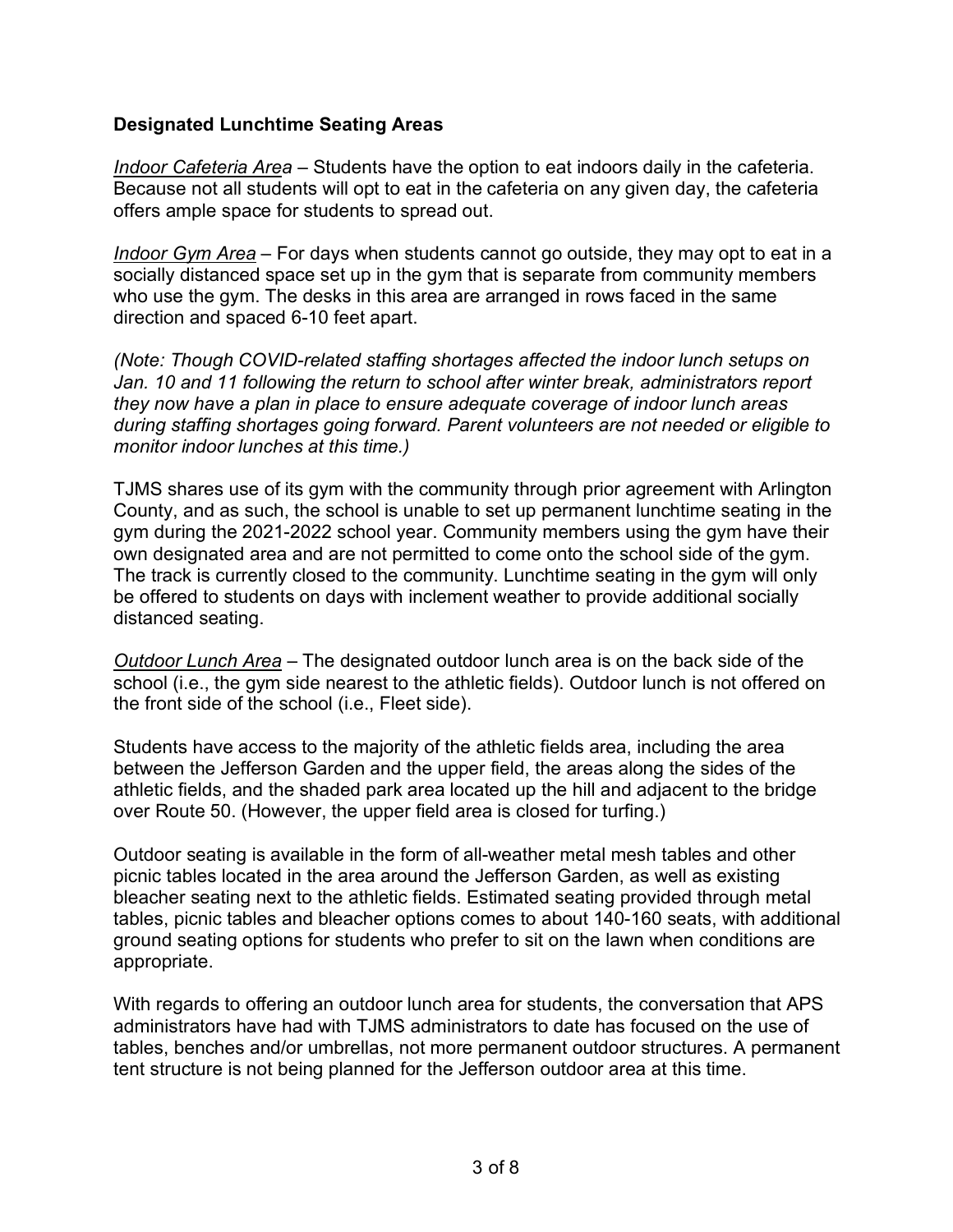**Designated Lunchtime Seating Areas**

*Indoor Cafeteria Area* – Students have the option to eat indoors daily in the cafeteria. Because not all students will opt to eat in the cafeteria on any given day, the cafeteria offers ample space for students to spread out.

*Indoor Gym Area* – For days when students cannot go outside, they may opt to eat in a socially distanced space set up in the gym that is separate from community members who use the gym. The desks in this area are arranged in rows faced in the same direction and spaced 6-10 feet apart.

*(Note: Though COVID-related staffing shortages affected the indoor lunch setups on Jan. 10 and 11 following the return to school after winter break, administrators report they now have a plan in place to ensure adequate coverage of indoor lunch areas during staffing shortages going forward. Parent volunteers are not needed or eligible to monitor indoor lunches at this time.)*

TJMS shares use of its gym with the community through prior agreement with Arlington County, and as such, the school is unable to set up permanent lunchtime seating in the gym during the 2021-2022 school year. Community members using the gym have their own designated area and are not permitted to come onto the school side of the gym. The track is currently closed to the community. Lunchtime seating in the gym will only be offered to students on days with inclement weather to provide additional socially distanced seating.

*Outdoor Lunch Area* – The designated outdoor lunch area is on the back side of the school (i.e., the gym side nearest to the athletic fields). Outdoor lunch is not offered on the front side of the school (i.e., Fleet side).

Students have access to the majority of the athletic fields area, including the area between the Jefferson Garden and the upper field, the areas along the sides of the athletic fields, and the shaded park area located up the hill and adjacent to the bridge over Route 50. (However, the upper field area is closed for turfing.)

Outdoor seating is available in the form of all-weather metal mesh tables and other picnic tables located in the area around the Jefferson Garden, as well as existing bleacher seating next to the athletic fields. Estimated seating provided through metal tables, picnic tables and bleacher options comes to about 140-160 seats, with additional ground seating options for students who prefer to sit on the lawn when conditions are appropriate.

With regards to offering an outdoor lunch area for students, the conversation that APS administrators have had with TJMS administrators to date has focused on the use of tables, benches and/or umbrellas, not more permanent outdoor structures. A permanent tent structure is not being planned for the Jefferson outdoor area at this time.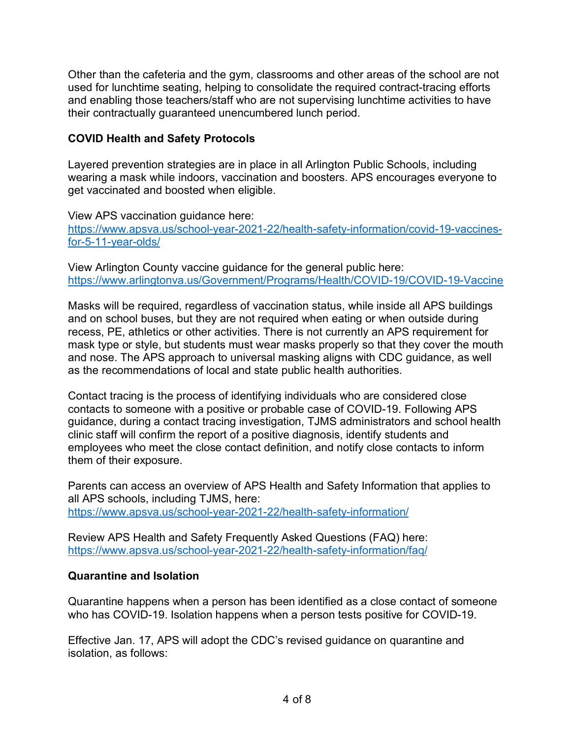Other than the cafeteria and the gym, classrooms and other areas of the school are not used for lunchtime seating, helping to consolidate the required contract-tracing efforts and enabling those teachers/staff who are not supervising lunchtime activities to have their contractually guaranteed unencumbered lunch period.

**COVID Health and Safety Protocols**

Layered prevention strategies are in place in all Arlington Public Schools, including wearing a mask while indoors, vaccination and boosters. APS encourages everyone to get vaccinated and boosted when eligible.

View APS vaccination guidance here:
https://www.apsva.us/school-year-2021-22/health-safety-information/covid-19-vaccines-for-5-11-year-olds/

View Arlington County vaccine guidance for the general public here:
https://www.arlingtonva.us/Government/Programs/Health/COVID-19/COVID-19-Vaccine

Masks will be required, regardless of vaccination status, while inside all APS buildings and on school buses, but they are not required when eating or when outside during recess, PE, athletics or other activities. There is not currently an APS requirement for mask type or style, but students must wear masks properly so that they cover the mouth and nose. The APS approach to universal masking aligns with CDC guidance, as well as the recommendations of local and state public health authorities.

Contact tracing is the process of identifying individuals who are considered close contacts to someone with a positive or probable case of COVID-19. Following APS guidance, during a contact tracing investigation, TJMS administrators and school health clinic staff will confirm the report of a positive diagnosis, identify students and employees who meet the close contact definition, and notify close contacts to inform them of their exposure.

Parents can access an overview of APS Health and Safety Information that applies to all APS schools, including TJMS, here:
https://www.apsva.us/school-year-2021-22/health-safety-information/

Review APS Health and Safety Frequently Asked Questions (FAQ) here:
https://www.apsva.us/school-year-2021-22/health-safety-information/faq/

**Quarantine and Isolation**

Quarantine happens when a person has been identified as a close contact of someone who has COVID-19. Isolation happens when a person tests positive for COVID-19.

Effective Jan. 17, APS will adopt the CDC's revised guidance on quarantine and isolation, as follows: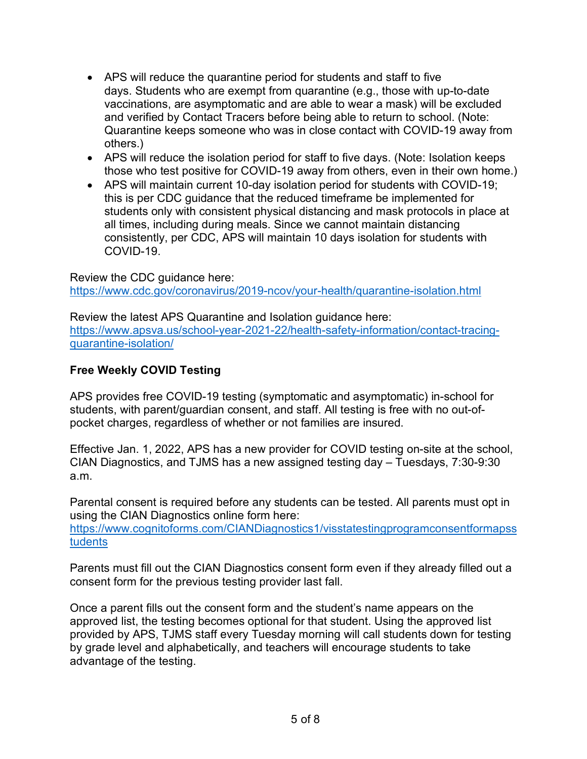- APS will reduce the quarantine period for students and staff to five days. Students who are exempt from quarantine (e.g., those with up-to-date vaccinations, are asymptomatic and are able to wear a mask) will be excluded and verified by Contact Tracers before being able to return to school. (Note: Quarantine keeps someone who was in close contact with COVID-19 away from others.)
- APS will reduce the isolation period for staff to five days. (Note: Isolation keeps those who test positive for COVID-19 away from others, even in their own home.)
- APS will maintain current 10-day isolation period for students with COVID-19; this is per CDC guidance that the reduced timeframe be implemented for students only with consistent physical distancing and mask protocols in place at all times, including during meals. Since we cannot maintain distancing consistently, per CDC, APS will maintain 10 days isolation for students with COVID-19.

Review the CDC guidance here:
[https://www.cdc.gov/coronavirus/2019-ncov/your-health/quarantine-isolation.html](https://www.cdc.gov/coronavirus/2019-ncov/your-health/quarantine-isolation.html)

Review the latest APS Quarantine and Isolation guidance here:
[https://www.apsva.us/school-year-2021-22/health-safety-information/contact-tracing-quarantine-isolation/](https://www.apsva.us/school-year-2021-22/health-safety-information/contact-tracing-quarantine-isolation/)

**Free Weekly COVID Testing**

APS provides free COVID-19 testing (symptomatic and asymptomatic) in-school for students, with parent/guardian consent, and staff. All testing is free with no out-of-pocket charges, regardless of whether or not families are insured.

Effective Jan. 1, 2022, APS has a new provider for COVID testing on-site at the school, CIAN Diagnostics, and TJMS has a new assigned testing day – Tuesdays, 7:30-9:30 a.m.

Parental consent is required before any students can be tested. All parents must opt in using the CIAN Diagnostics online form here:
[https://www.cognitoforms.com/CIANDiagnostics1/visstatestingprogramconsentformapsstudents](https://www.cognitoforms.com/CIANDiagnostics1/visstatestingprogramconsentformapsstudents)

Parents must fill out the CIAN Diagnostics consent form even if they already filled out a consent form for the previous testing provider last fall.

Once a parent fills out the consent form and the student's name appears on the approved list, the testing becomes optional for that student. Using the approved list provided by APS, TJMS staff every Tuesday morning will call students down for testing by grade level and alphabetically, and teachers will encourage students to take advantage of the testing.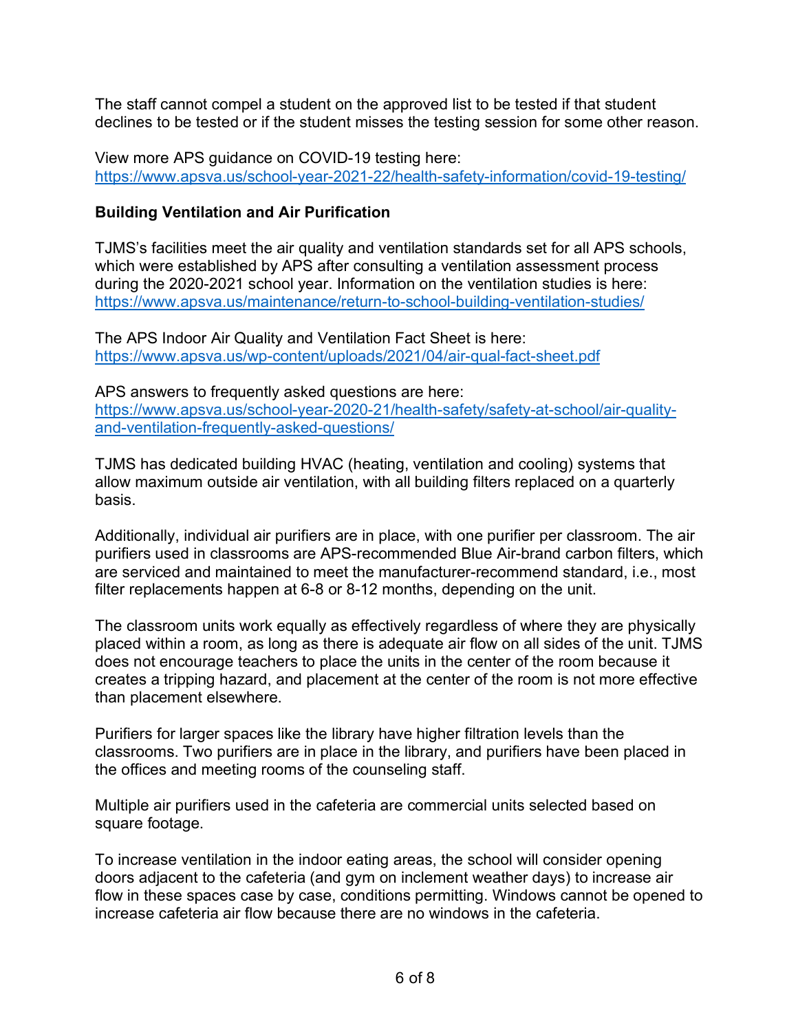The staff cannot compel a student on the approved list to be tested if that student declines to be tested or if the student misses the testing session for some other reason.

View more APS guidance on COVID-19 testing here: [https://www.apsva.us/school-year-2021-22/health-safety-information/covid-19-testing/](https://www.apsva.us/school-year-2021-22/health-safety-information/covid-19-testing/)

**Building Ventilation and Air Purification**

TJMS's facilities meet the air quality and ventilation standards set for all APS schools, which were established by APS after consulting a ventilation assessment process during the 2020-2021 school year. Information on the ventilation studies is here: [https://www.apsva.us/maintenance/return-to-school-building-ventilation-studies/](https://www.apsva.us/maintenance/return-to-school-building-ventilation-studies/)

The APS Indoor Air Quality and Ventilation Fact Sheet is here: [https://www.apsva.us/wp-content/uploads/2021/04/air-qual-fact-sheet.pdf](https://www.apsva.us/wp-content/uploads/2021/04/air-qual-fact-sheet.pdf)

APS answers to frequently asked questions are here: [https://www.apsva.us/school-year-2020-21/health-safety/safety-at-school/air-quality-and-ventilation-frequently-asked-questions/](https://www.apsva.us/school-year-2020-21/health-safety/safety-at-school/air-quality-and-ventilation-frequently-asked-questions/)

TJMS has dedicated building HVAC (heating, ventilation and cooling) systems that allow maximum outside air ventilation, with all building filters replaced on a quarterly basis.

Additionally, individual air purifiers are in place, with one purifier per classroom. The air purifiers used in classrooms are APS-recommended Blue Air-brand carbon filters, which are serviced and maintained to meet the manufacturer-recommend standard, i.e., most filter replacements happen at 6-8 or 8-12 months, depending on the unit.

The classroom units work equally as effectively regardless of where they are physically placed within a room, as long as there is adequate air flow on all sides of the unit. TJMS does not encourage teachers to place the units in the center of the room because it creates a tripping hazard, and placement at the center of the room is not more effective than placement elsewhere.

Purifiers for larger spaces like the library have higher filtration levels than the classrooms. Two purifiers are in place in the library, and purifiers have been placed in the offices and meeting rooms of the counseling staff.

Multiple air purifiers used in the cafeteria are commercial units selected based on square footage.

To increase ventilation in the indoor eating areas, the school will consider opening doors adjacent to the cafeteria (and gym on inclement weather days) to increase air flow in these spaces case by case, conditions permitting. Windows cannot be opened to increase cafeteria air flow because there are no windows in the cafeteria.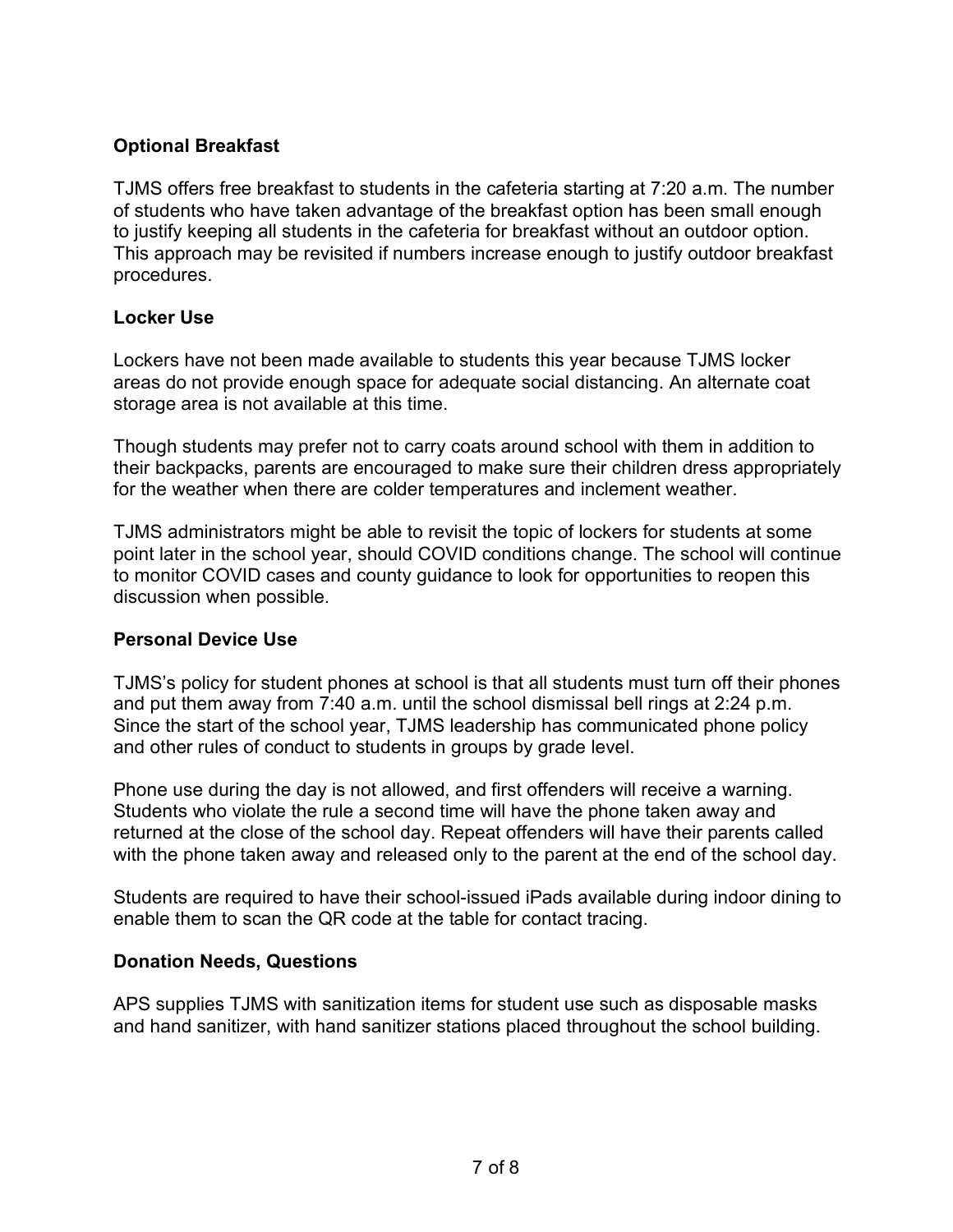## Optional Breakfast

TJMS offers free breakfast to students in the cafeteria starting at 7:20 a.m. The number of students who have taken advantage of the breakfast option has been small enough to justify keeping all students in the cafeteria for breakfast without an outdoor option. This approach may be revisited if numbers increase enough to justify outdoor breakfast procedures.

## Locker Use

Lockers have not been made available to students this year because TJMS locker areas do not provide enough space for adequate social distancing. An alternate coat storage area is not available at this time.

Though students may prefer not to carry coats around school with them in addition to their backpacks, parents are encouraged to make sure their children dress appropriately for the weather when there are colder temperatures and inclement weather.

TJMS administrators might be able to revisit the topic of lockers for students at some point later in the school year, should COVID conditions change. The school will continue to monitor COVID cases and county guidance to look for opportunities to reopen this discussion when possible.

## Personal Device Use

TJMS's policy for student phones at school is that all students must turn off their phones and put them away from 7:40 a.m. until the school dismissal bell rings at 2:24 p.m. Since the start of the school year, TJMS leadership has communicated phone policy and other rules of conduct to students in groups by grade level.

Phone use during the day is not allowed, and first offenders will receive a warning. Students who violate the rule a second time will have the phone taken away and returned at the close of the school day. Repeat offenders will have their parents called with the phone taken away and released only to the parent at the end of the school day.

Students are required to have their school-issued iPads available during indoor dining to enable them to scan the QR code at the table for contact tracing.

## Donation Needs, Questions

APS supplies TJMS with sanitization items for student use such as disposable masks and hand sanitizer, with hand sanitizer stations placed throughout the school building.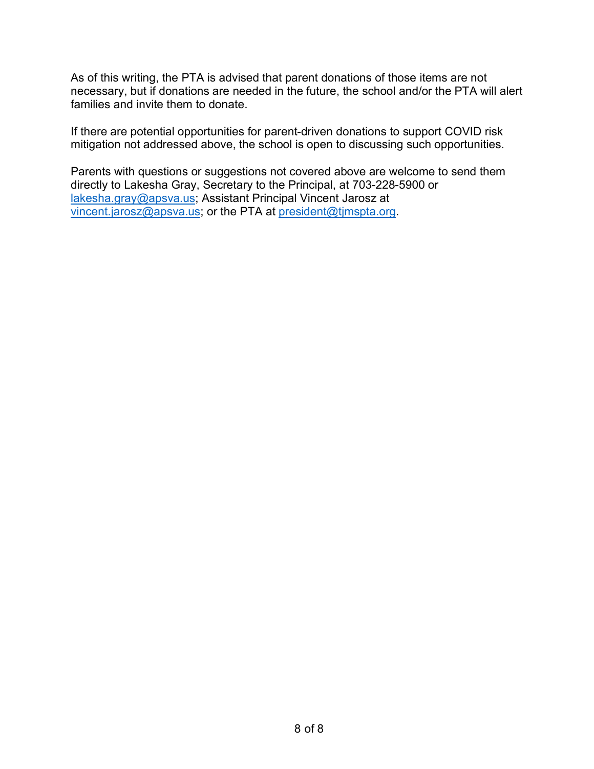As of this writing, the PTA is advised that parent donations of those items are not necessary, but if donations are needed in the future, the school and/or the PTA will alert families and invite them to donate.

If there are potential opportunities for parent-driven donations to support COVID risk mitigation not addressed above, the school is open to discussing such opportunities.

Parents with questions or suggestions not covered above are welcome to send them directly to Lakesha Gray, Secretary to the Principal, at 703-228-5900 or lakesha.gray@apsva.us; Assistant Principal Vincent Jarosz at vincent.jarosz@apsva.us; or the PTA at president@tjmspta.org.